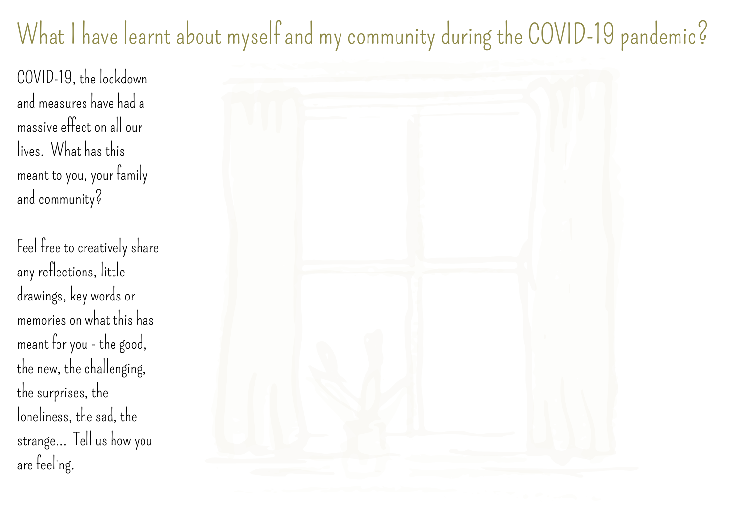# What I have learnt about myself and my community during the COVID-19 pandemic?

COVID-19, the lockdown and measures have had a massive effect on all our lives. What has this meant to you, your family and community?

Feel free to creatively share any reflections, little drawings, key words or memories on what this has meant for you - the good, the new, the challenging, the surprises, the loneliness, the sad, the strange... Tell us how you are feeling.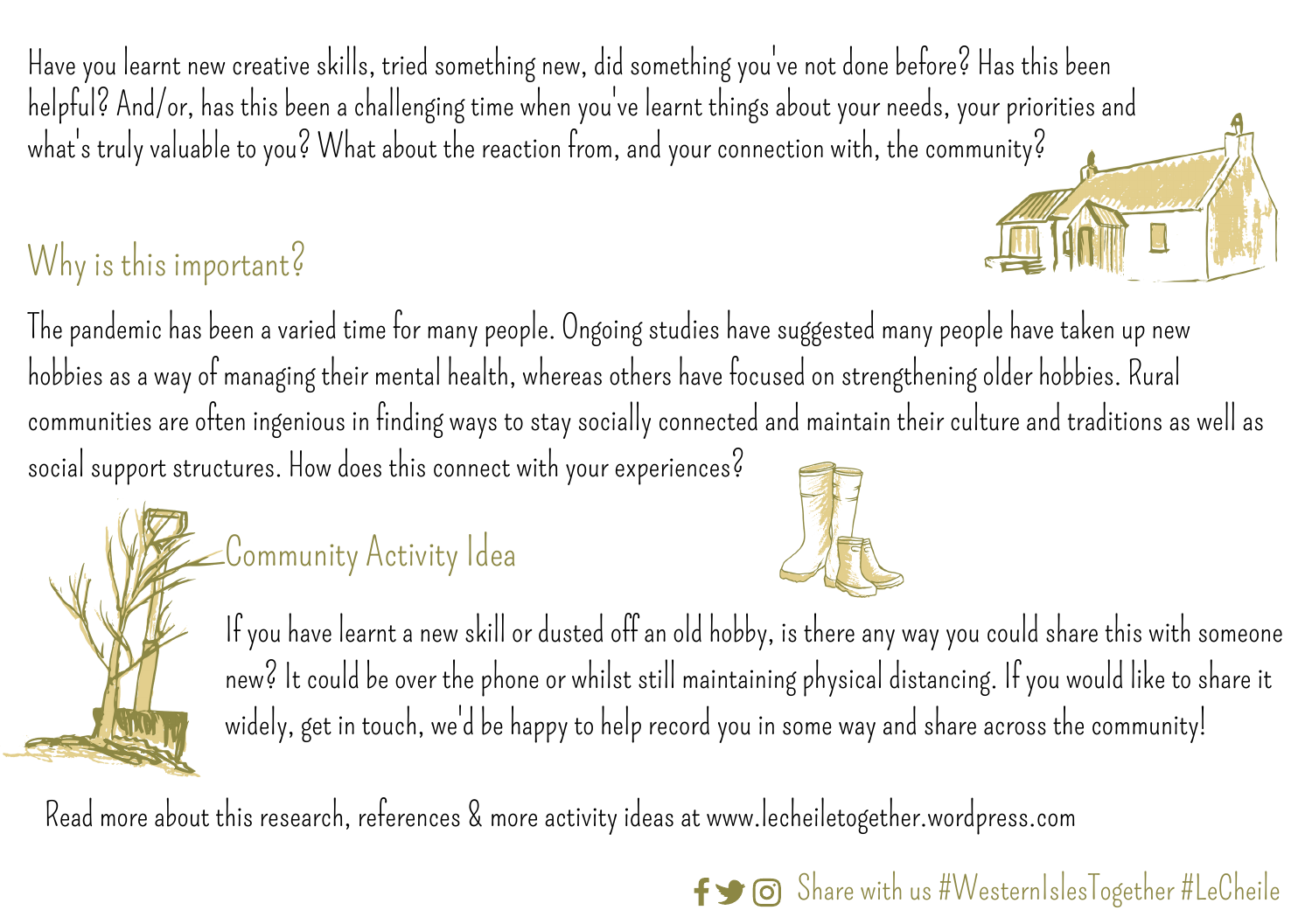Have you learnt new creative skills, tried something new, did something you've not done before? Has this been helpful? And/or, has this been a challenging time when you've learnt things about your needs, your priorities and what's truly valuable to you? What about the reaction from, and your connection with, the community?

## Why is this important?

The pandemic has been a varied time for many people. Ongoing studies have suggested many people have taken up new hobbies as a way of managing their mental health, whereas others have focused on strengthening older hobbies. Rural communities are often ingenious in finding ways to stay socially connected and maintain their culture and traditions as well as social support structures. How does this connect with your experiences?

## Community Activity Idea

If you have learnt a new skill or dusted off an old hobby, is there any way you could share this with someone new? It could be over the phone or whilst still maintaining physical distancing. If you would like to share it widely, get in touch, we'd be happy to help record you in some way and share across the community!

Read more about this research, references & more activity ideas at www.lecheiletogether.wordpress.com

Share with us #WesternIslesTogether #LeCheile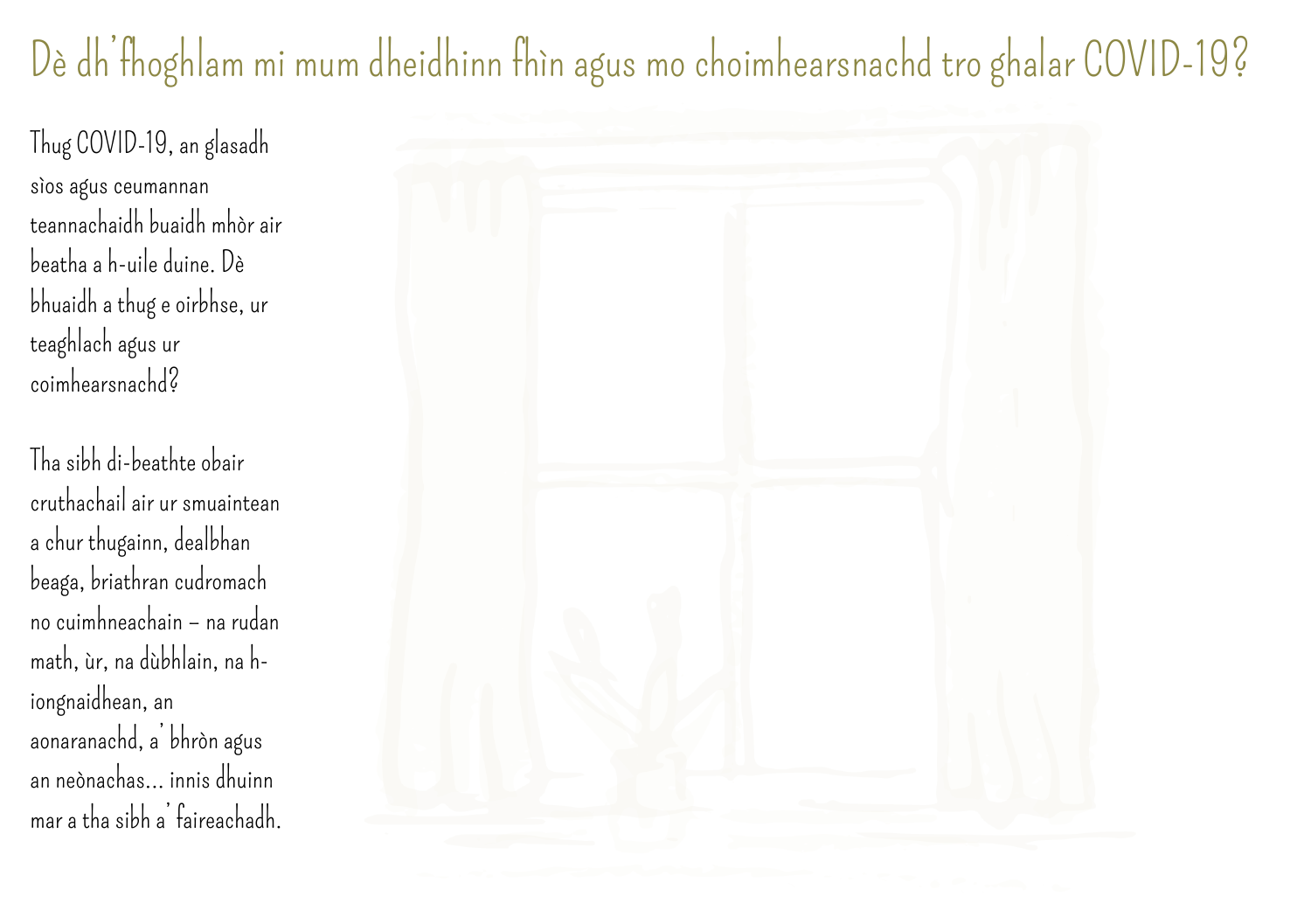# Dè dh'fhoghlam mi mum dheidhinn fhìn agus mo choimhearsnachd tro ghalar COVID-19?

Thug COVID-19, an glasadh sìos agus ceumannan teannachaidh buaidh mhòr air beatha a h-uile duine. Dè bhuaidh a thug e oirbhse, ur teaghlach agus ur coimhearsnachd?

Tha sibh di-beathte obair cruthachail air ur smuaintean a chur thugainn, dealbhan beaga, briathran cudromach no cuimhneachain – na rudan math, ùr, na dùbhlain, na h-iongnaidhean, an aonaranachd, a' bhròn agus an neònachas... innis dhuinn mar a tha sibh a' faireachadh.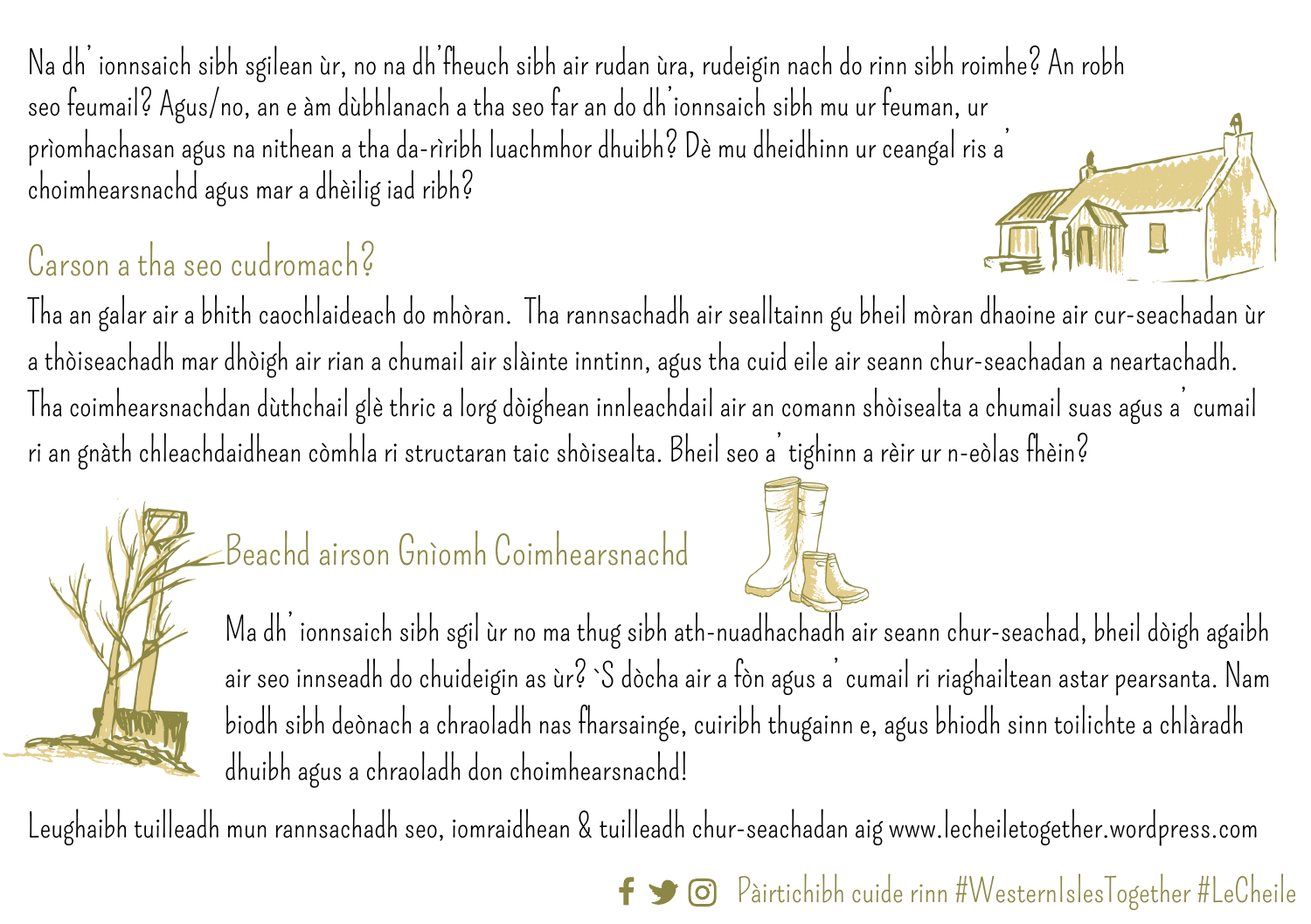Na dh' ionnsaich sibh sgilean ùr, no na dh'fheuch sibh air rudan ùra, rudeigin nach do rinn sibh roimhe? An robh seo feumail? Agus/no, an e àm dùbhlanach a tha seo far an do dh'ionnsaich sibh mu ur feuman, ur prìomhachasan agus na nithean a tha da-rìribh luachmhor dhuibh? Dè mu dheidhinn ur ceangal ris a' choimhearsnachd agus mar a dhèilig iad ribh?

## Carson a tha seo cudromach?

Tha an galar air a bhith caochlaideach do mhòran. Tha rannsachadh air sealltainn gu bheil mòran dhaoine air cur-seachadan ùr a thòiseachadh mar dhòigh air rian a chumail air slàinte inntinn, agus tha cuid eile air seann chur-seachadan a neartachadh. Tha coimhearsnachdan dùthchail glè thric a lorg dòighean innleachdail air an comann shòisealta a chumail suas agus a' cumail ri an gnàth chleachdaidhean còmhla ri structaran taic shòisealta. Bheil seo a' tighinn a rèir ur n-eòlas fhèin?

## Beachd airson Gnìomh Coimhearsnachd

Ma dh' ionnsaich sibh sgil ùr no ma thug sibh ath-nuadhachadh air seann chur-seachad, bheil dòigh agaibh air seo innseadh do chuideigin as ùr? 'S dòcha air a fòn agus a' cumail ri riaghailtean astar pearsanta. Nam biodh sibh deònach a chraoladh nas fharsainge, cuiribh thugainn e, agus bhiodh sinn toilichte a chlàradh dhuibh agus a chraoladh don choimhearsnachd!

Leughaibh tuilleadh mun rannsachadh seo, iomraidhean & tuilleadh chur-seachadan aig www.lecheiletogether.wordpress.com

Pàirtichibh cuide rinn #WesternIslesTogether #LeCheile